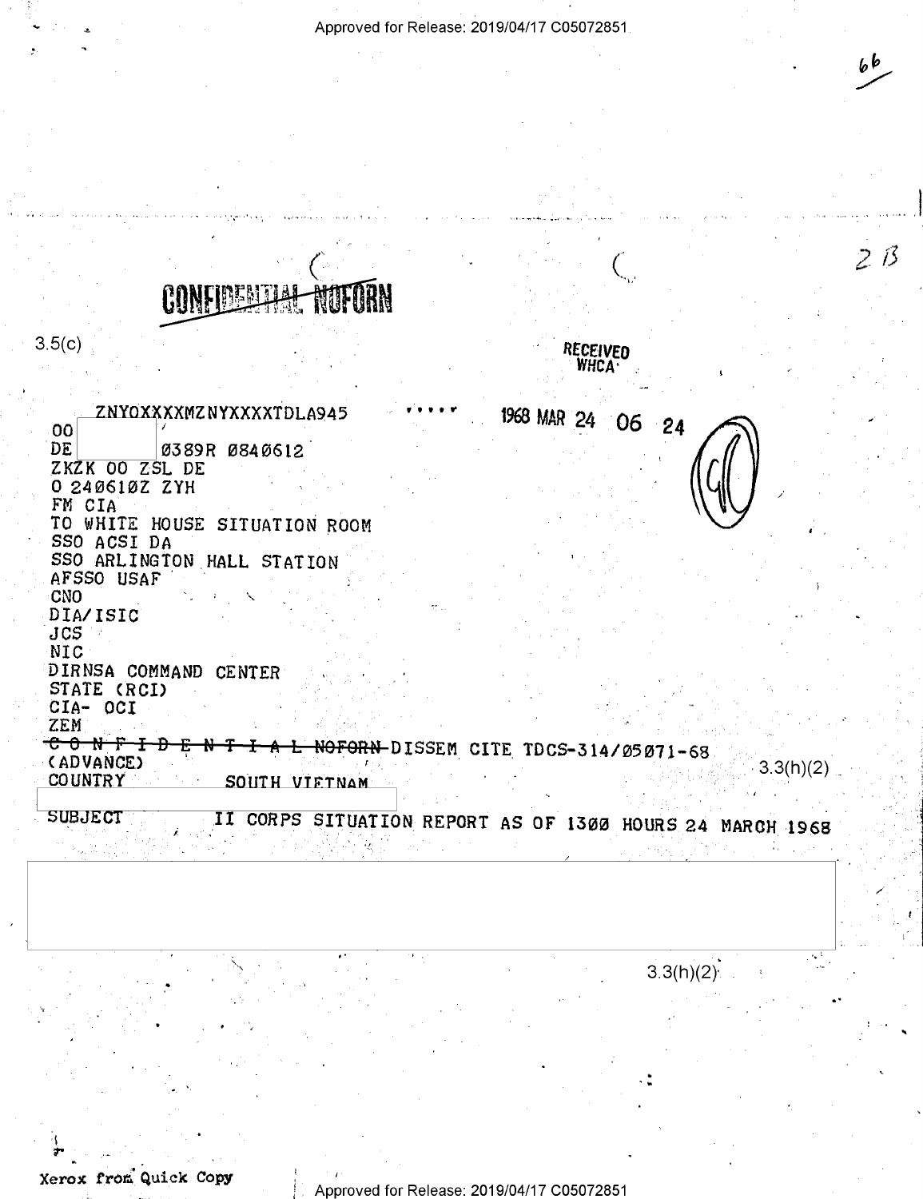~~CONFIDENTIAL NOFORN~~

3.5(c)

RECEIVED
WHCA

1968 MAR 24 06 24

```
ZNYOXXXXMZNYXXXXTDLA945
OO
DE            Ø389R Ø84Ø612
ZKZK OO ZSL DE
O 24Ø61ØZ ZYH
FM CIA
TO WHITE HOUSE SITUATION ROOM
SSO ACSI DA
SSO ARLINGTON HALL STATION
AFSSO USAF
CNO
DIA/ISIC
JCS
NIC
DIRNSA COMMAND CENTER
STATE (RCI)
CIA- OCI
ZEM
```

~~C O N F I D E N T I A L NOFORN~~ DISSEM CITE TDCS-314/Ø5Ø71-68
(ADVANCE)

3.3(h)(2)

COUNTRY SOUTH VIETNAM

SUBJECT II CORPS SITUATION REPORT AS OF 13ØØ HOURS 24 MARCH 1968

3.3(h)(2)

Xerox from Quick Copy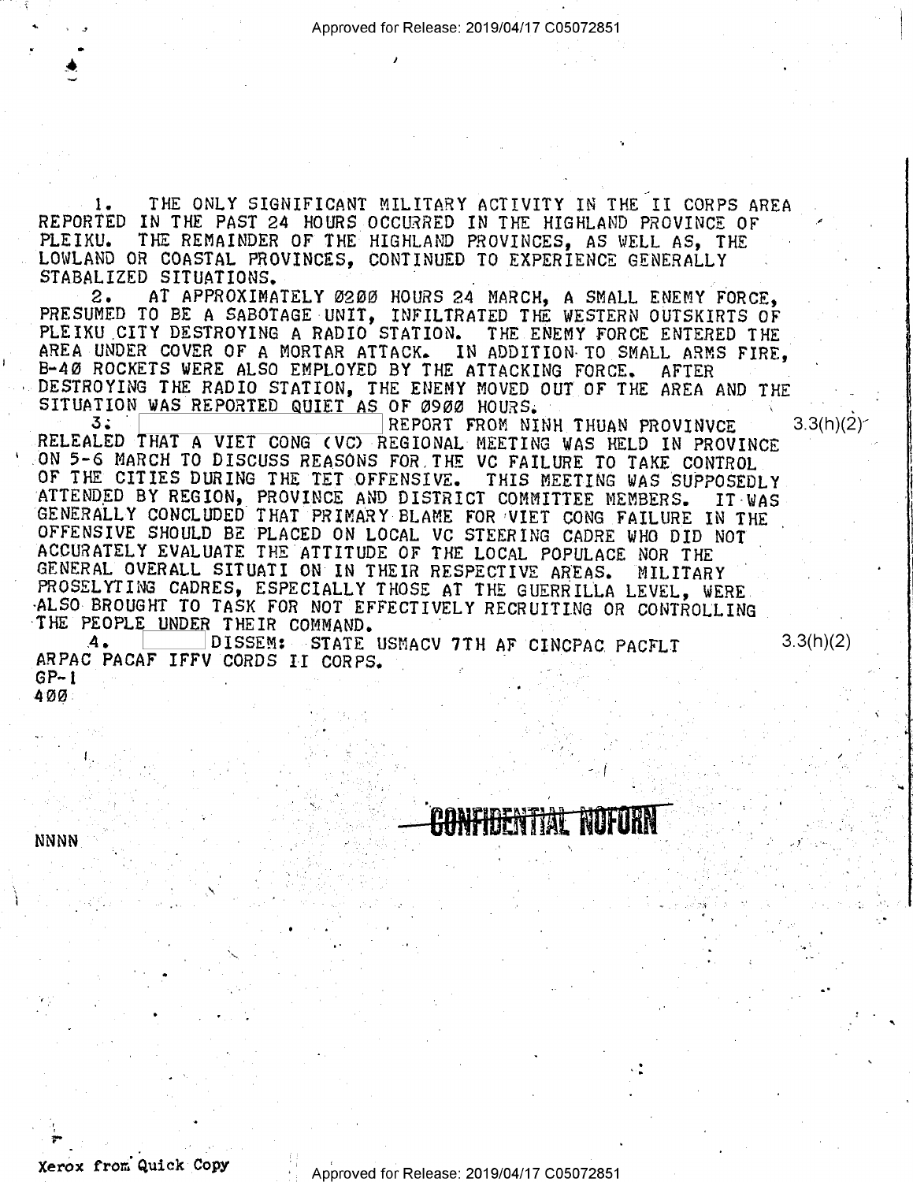1. THE ONLY SIGNIFICANT MILITARY ACTIVITY IN THE II CORPS AREA REPORTED IN THE PAST 24 HOURS OCCURRED IN THE HIGHLAND PROVINCE OF PLEIKU. THE REMAINDER OF THE HIGHLAND PROVINCES, AS WELL AS, THE LOWLAND OR COASTAL PROVINCES, CONTINUED TO EXPERIENCE GENERALLY STABALIZED SITUATIONS.

2. AT APPROXIMATELY 0200 HOURS 24 MARCH, A SMALL ENEMY FORCE, PRESUMED TO BE A SABOTAGE UNIT, INFILTRATED THE WESTERN OUTSKIRTS OF PLEIKU CITY DESTROYING A RADIO STATION. THE ENEMY FORCE ENTERED THE AREA UNDER COVER OF A MORTAR ATTACK. IN ADDITION TO SMALL ARMS FIRE, B-40 ROCKETS WERE ALSO EMPLOYED BY THE ATTACKING FORCE. AFTER DESTROYING THE RADIO STATION, THE ENEMY MOVED OUT OF THE AREA AND THE SITUATION WAS REPORTED QUIET AS OF 0900 HOURS.

3. [REDACTED] REPORT FROM NINH THUAN PROVINVCE RELEALED THAT A VIET CONG (VC) REGIONAL MEETING WAS HELD IN PROVINCE ON 5-6 MARCH TO DISCUSS REASONS FOR THE VC FAILURE TO TAKE CONTROL OF THE CITIES DURING THE TET OFFENSIVE. THIS MEETING WAS SUPPOSEDLY ATTENDED BY REGION, PROVINCE AND DISTRICT COMMITTEE MEMBERS. IT WAS GENERALLY CONCLUDED THAT PRIMARY BLAME FOR VIET CONG FAILURE IN THE OFFENSIVE SHOULD BE PLACED ON LOCAL VC STEERING CADRE WHO DID NOT ACCURATELY EVALUATE THE ATTITUDE OF THE LOCAL POPULACE NOR THE GENERAL OVERALL SITUATI ON IN THEIR RESPECTIVE AREAS. MILITARY PROSELYTING CADRES, ESPECIALLY THOSE AT THE GUERRILLA LEVEL, WERE ALSO BROUGHT TO TASK FOR NOT EFFECTIVELY RECRUITING OR CONTROLLING THE PEOPLE UNDER THEIR COMMAND. 3.3(h)(2)

4. [REDACTED] DISSEM: STATE USMACV 7TH AF CINCPAC PACFLT ARPAC PACAF IFFV CORDS II CORPS. 3.3(h)(2)

GP-1

400

CONFIDENTIAL NOFORN

NNNN

Xerox from Quick Copy